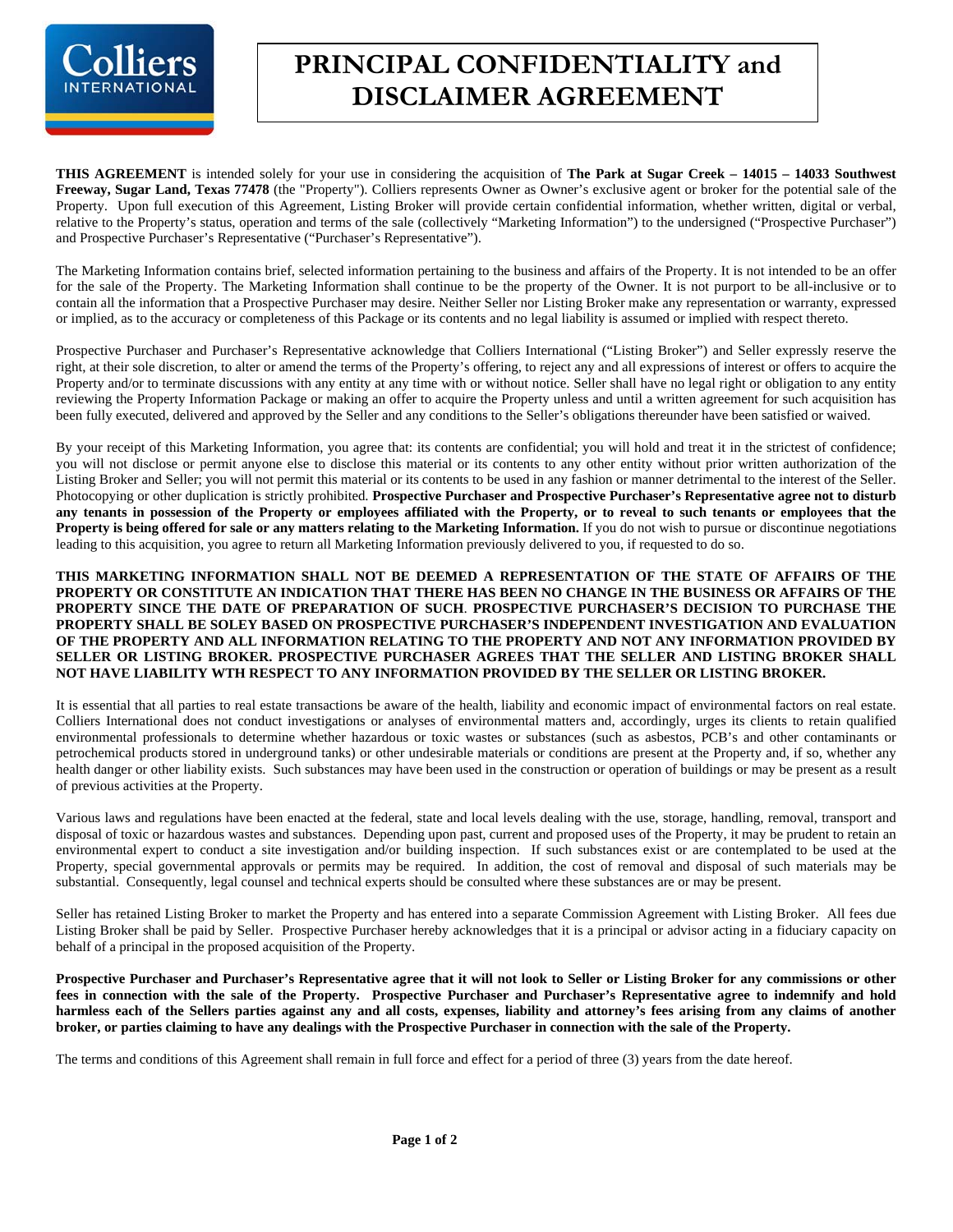# PRINCIPAL CONFIDENTIALITY and DISCLAIMER AGREEMENT

**THIS AGREEMENT** is intended solely for your use in considering the acquisition of **The Park at Sugar Creek – 14015 – 14033 Southwest Freeway, Sugar Land, Texas 77478** (the "Property"). Colliers represents Owner as Owner's exclusive agent or broker for the potential sale of the Property. Upon full execution of this Agreement, Listing Broker will provide certain confidential information, whether written, digital or verbal, relative to the Property's status, operation and terms of the sale (collectively "Marketing Information") to the undersigned ("Prospective Purchaser") and Prospective Purchaser's Representative ("Purchaser's Representative").

The Marketing Information contains brief, selected information pertaining to the business and affairs of the Property. It is not intended to be an offer for the sale of the Property. The Marketing Information shall continue to be the property of the Owner. It is not purport to be all-inclusive or to contain all the information that a Prospective Purchaser may desire. Neither Seller nor Listing Broker make any representation or warranty, expressed or implied, as to the accuracy or completeness of this Package or its contents and no legal liability is assumed or implied with respect thereto.

Prospective Purchaser and Purchaser's Representative acknowledge that Colliers International ("Listing Broker") and Seller expressly reserve the right, at their sole discretion, to alter or amend the terms of the Property's offering, to reject any and all expressions of interest or offers to acquire the Property and/or to terminate discussions with any entity at any time with or without notice. Seller shall have no legal right or obligation to any entity reviewing the Property Information Package or making an offer to acquire the Property unless and until a written agreement for such acquisition has been fully executed, delivered and approved by the Seller and any conditions to the Seller's obligations thereunder have been satisfied or waived.

By your receipt of this Marketing Information, you agree that: its contents are confidential; you will hold and treat it in the strictest of confidence; you will not disclose or permit anyone else to disclose this material or its contents to any other entity without prior written authorization of the Listing Broker and Seller; you will not permit this material or its contents to be used in any fashion or manner detrimental to the interest of the Seller. Photocopying or other duplication is strictly prohibited. **Prospective Purchaser and Prospective Purchaser's Representative agree not to disturb any tenants in possession of the Property or employees affiliated with the Property, or to reveal to such tenants or employees that the Property is being offered for sale or any matters relating to the Marketing Information.** If you do not wish to pursue or discontinue negotiations leading to this acquisition, you agree to return all Marketing Information previously delivered to you, if requested to do so.

**THIS MARKETING INFORMATION SHALL NOT BE DEEMED A REPRESENTATION OF THE STATE OF AFFAIRS OF THE PROPERTY OR CONSTITUTE AN INDICATION THAT THERE HAS BEEN NO CHANGE IN THE BUSINESS OR AFFAIRS OF THE PROPERTY SINCE THE DATE OF PREPARATION OF SUCH. PROSPECTIVE PURCHASER'S DECISION TO PURCHASE THE PROPERTY SHALL BE SOLEY BASED ON PROSPECTIVE PURCHASER'S INDEPENDENT INVESTIGATION AND EVALUATION OF THE PROPERTY AND ALL INFORMATION RELATING TO THE PROPERTY AND NOT ANY INFORMATION PROVIDED BY SELLER OR LISTING BROKER. PROSPECTIVE PURCHASER AGREES THAT THE SELLER AND LISTING BROKER SHALL NOT HAVE LIABILITY WTH RESPECT TO ANY INFORMATION PROVIDED BY THE SELLER OR LISTING BROKER.**

It is essential that all parties to real estate transactions be aware of the health, liability and economic impact of environmental factors on real estate. Colliers International does not conduct investigations or analyses of environmental matters and, accordingly, urges its clients to retain qualified environmental professionals to determine whether hazardous or toxic wastes or substances (such as asbestos, PCB's and other contaminants or petrochemical products stored in underground tanks) or other undesirable materials or conditions are present at the Property and, if so, whether any health danger or other liability exists. Such substances may have been used in the construction or operation of buildings or may be present as a result of previous activities at the Property.

Various laws and regulations have been enacted at the federal, state and local levels dealing with the use, storage, handling, removal, transport and disposal of toxic or hazardous wastes and substances. Depending upon past, current and proposed uses of the Property, it may be prudent to retain an environmental expert to conduct a site investigation and/or building inspection. If such substances exist or are contemplated to be used at the Property, special governmental approvals or permits may be required. In addition, the cost of removal and disposal of such materials may be substantial. Consequently, legal counsel and technical experts should be consulted where these substances are or may be present.

Seller has retained Listing Broker to market the Property and has entered into a separate Commission Agreement with Listing Broker. All fees due Listing Broker shall be paid by Seller. Prospective Purchaser hereby acknowledges that it is a principal or advisor acting in a fiduciary capacity on behalf of a principal in the proposed acquisition of the Property.

**Prospective Purchaser and Purchaser's Representative agree that it will not look to Seller or Listing Broker for any commissions or other fees in connection with the sale of the Property. Prospective Purchaser and Purchaser's Representative agree to indemnify and hold harmless each of the Sellers parties against any and all costs, expenses, liability and attorney's fees arising from any claims of another broker, or parties claiming to have any dealings with the Prospective Purchaser in connection with the sale of the Property.**

The terms and conditions of this Agreement shall remain in full force and effect for a period of three (3) years from the date hereof.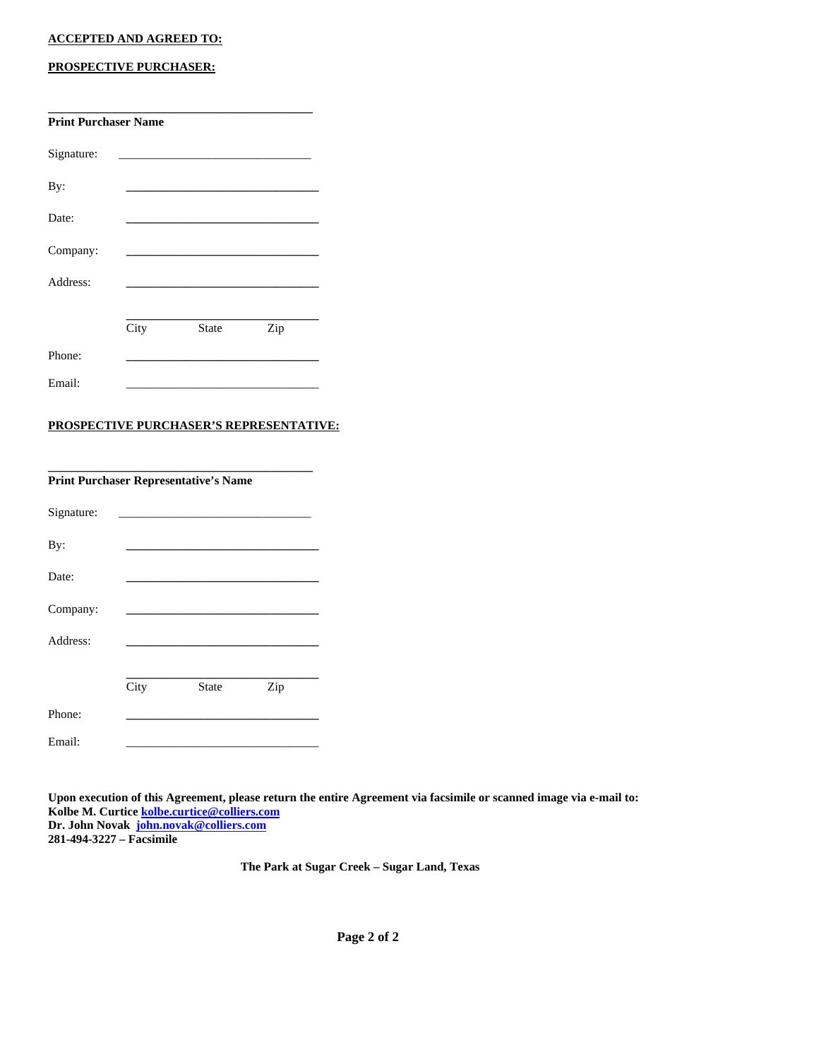**ACCEPTED AND AGREED TO:**

**PROSPECTIVE PURCHASER:**

\_\_\_\_\_\_\_\_\_\_\_\_\_\_\_\_\_\_\_\_\_\_\_\_\_\_\_\_\_\_\_\_\_\_\_\_\_\_\_\_\_\_\_\_

**Print Purchaser Name**

Signature: \_\_\_\_\_\_\_\_\_\_\_\_\_\_\_\_\_\_\_\_\_\_\_\_\_\_\_\_\_\_\_\_

By: \_\_\_\_\_\_\_\_\_\_\_\_\_\_\_\_\_\_\_\_\_\_\_\_\_\_\_\_\_\_\_\_

Date: \_\_\_\_\_\_\_\_\_\_\_\_\_\_\_\_\_\_\_\_\_\_\_\_\_\_\_\_\_\_\_\_

Company: \_\_\_\_\_\_\_\_\_\_\_\_\_\_\_\_\_\_\_\_\_\_\_\_\_\_\_\_\_\_\_\_

Address: \_\_\_\_\_\_\_\_\_\_\_\_\_\_\_\_\_\_\_\_\_\_\_\_\_\_\_\_\_\_\_\_

\_\_\_\_\_\_\_\_\_\_\_\_\_\_\_\_\_\_\_\_\_\_\_\_\_\_\_\_\_\_\_\_

City State Zip

Phone: \_\_\_\_\_\_\_\_\_\_\_\_\_\_\_\_\_\_\_\_\_\_\_\_\_\_\_\_\_\_\_\_

Email: \_\_\_\_\_\_\_\_\_\_\_\_\_\_\_\_\_\_\_\_\_\_\_\_\_\_\_\_\_\_\_\_

**PROSPECTIVE PURCHASER'S REPRESENTATIVE:**

\_\_\_\_\_\_\_\_\_\_\_\_\_\_\_\_\_\_\_\_\_\_\_\_\_\_\_\_\_\_\_\_\_\_\_\_\_\_\_\_\_\_\_\_

**Print Purchaser Representative's Name**

Signature: \_\_\_\_\_\_\_\_\_\_\_\_\_\_\_\_\_\_\_\_\_\_\_\_\_\_\_\_\_\_\_\_

By: \_\_\_\_\_\_\_\_\_\_\_\_\_\_\_\_\_\_\_\_\_\_\_\_\_\_\_\_\_\_\_\_

Date: \_\_\_\_\_\_\_\_\_\_\_\_\_\_\_\_\_\_\_\_\_\_\_\_\_\_\_\_\_\_\_\_

Company: \_\_\_\_\_\_\_\_\_\_\_\_\_\_\_\_\_\_\_\_\_\_\_\_\_\_\_\_\_\_\_\_

Address: \_\_\_\_\_\_\_\_\_\_\_\_\_\_\_\_\_\_\_\_\_\_\_\_\_\_\_\_\_\_\_\_

\_\_\_\_\_\_\_\_\_\_\_\_\_\_\_\_\_\_\_\_\_\_\_\_\_\_\_\_\_\_\_\_

City State Zip

Phone: \_\_\_\_\_\_\_\_\_\_\_\_\_\_\_\_\_\_\_\_\_\_\_\_\_\_\_\_\_\_\_\_

Email: \_\_\_\_\_\_\_\_\_\_\_\_\_\_\_\_\_\_\_\_\_\_\_\_\_\_\_\_\_\_\_\_

**Upon execution of this Agreement, please return the entire Agreement via facsimile or scanned image via e-mail to:**
**Kolbe M. Curtice** kolbe.curtice@colliers.com
**Dr. John Novak** john.novak@colliers.com
**281-494-3227 – Facsimile**

**The Park at Sugar Creek – Sugar Land, Texas**